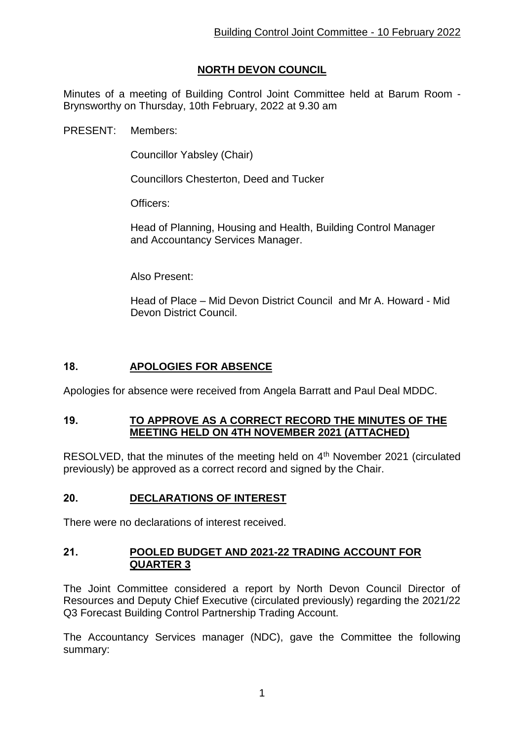# NORTH DEVON COUNCIL

Minutes of a meeting of Building Control Joint Committee held at Barum Room - Brynsworthy on Thursday, 10th February, 2022 at 9.30 am

PRESENT: Members:

Councillor Yabsley (Chair)

Councillors Chesterton, Deed and Tucker

Officers:

Head of Planning, Housing and Health, Building Control Manager and Accountancy Services Manager.

Also Present:

Head of Place – Mid Devon District Council and Mr A. Howard - Mid Devon District Council.

## 18. APOLOGIES FOR ABSENCE

Apologies for absence were received from Angela Barratt and Paul Deal MDDC.

## 19. TO APPROVE AS A CORRECT RECORD THE MINUTES OF THE MEETING HELD ON 4TH NOVEMBER 2021 (ATTACHED)

RESOLVED, that the minutes of the meeting held on 4th November 2021 (circulated previously) be approved as a correct record and signed by the Chair.

## 20. DECLARATIONS OF INTEREST

There were no declarations of interest received.

## 21. POOLED BUDGET AND 2021-22 TRADING ACCOUNT FOR QUARTER 3

The Joint Committee considered a report by North Devon Council Director of Resources and Deputy Chief Executive (circulated previously) regarding the 2021/22 Q3 Forecast Building Control Partnership Trading Account.

The Accountancy Services manager (NDC), gave the Committee the following summary: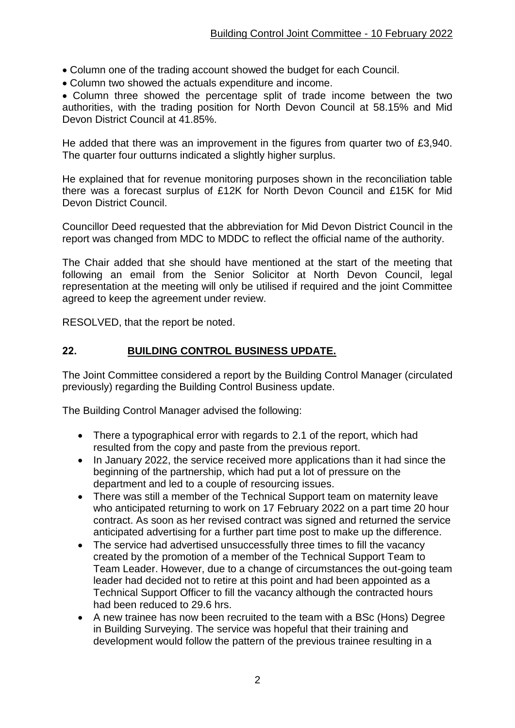- Column one of the trading account showed the budget for each Council.
- Column two showed the actuals expenditure and income.
- Column three showed the percentage split of trade income between the two authorities, with the trading position for North Devon Council at 58.15% and Mid Devon District Council at 41.85%.

He added that there was an improvement in the figures from quarter two of £3,940. The quarter four outturns indicated a slightly higher surplus.

He explained that for revenue monitoring purposes shown in the reconciliation table there was a forecast surplus of £12K for North Devon Council and £15K for Mid Devon District Council.

Councillor Deed requested that the abbreviation for Mid Devon District Council in the report was changed from MDC to MDDC to reflect the official name of the authority.

The Chair added that she should have mentioned at the start of the meeting that following an email from the Senior Solicitor at North Devon Council, legal representation at the meeting will only be utilised if required and the joint Committee agreed to keep the agreement under review.

RESOLVED, that the report be noted.

## 22. BUILDING CONTROL BUSINESS UPDATE.

The Joint Committee considered a report by the Building Control Manager (circulated previously) regarding the Building Control Business update.

The Building Control Manager advised the following:

- There a typographical error with regards to 2.1 of the report, which had resulted from the copy and paste from the previous report.
- In January 2022, the service received more applications than it had since the beginning of the partnership, which had put a lot of pressure on the department and led to a couple of resourcing issues.
- There was still a member of the Technical Support team on maternity leave who anticipated returning to work on 17 February 2022 on a part time 20 hour contract. As soon as her revised contract was signed and returned the service anticipated advertising for a further part time post to make up the difference.
- The service had advertised unsuccessfully three times to fill the vacancy created by the promotion of a member of the Technical Support Team to Team Leader. However, due to a change of circumstances the out-going team leader had decided not to retire at this point and had been appointed as a Technical Support Officer to fill the vacancy although the contracted hours had been reduced to 29.6 hrs.
- A new trainee has now been recruited to the team with a BSc (Hons) Degree in Building Surveying. The service was hopeful that their training and development would follow the pattern of the previous trainee resulting in a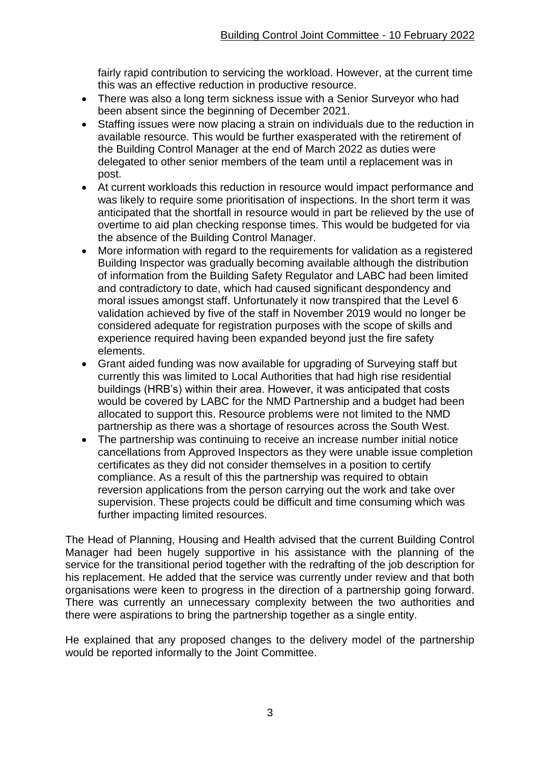fairly rapid contribution to servicing the workload. However, at the current time this was an effective reduction in productive resource.

- There was also a long term sickness issue with a Senior Surveyor who had been absent since the beginning of December 2021.
- Staffing issues were now placing a strain on individuals due to the reduction in available resource. This would be further exasperated with the retirement of the Building Control Manager at the end of March 2022 as duties were delegated to other senior members of the team until a replacement was in post.
- At current workloads this reduction in resource would impact performance and was likely to require some prioritisation of inspections. In the short term it was anticipated that the shortfall in resource would in part be relieved by the use of overtime to aid plan checking response times. This would be budgeted for via the absence of the Building Control Manager.
- More information with regard to the requirements for validation as a registered Building Inspector was gradually becoming available although the distribution of information from the Building Safety Regulator and LABC had been limited and contradictory to date, which had caused significant despondency and moral issues amongst staff. Unfortunately it now transpired that the Level 6 validation achieved by five of the staff in November 2019 would no longer be considered adequate for registration purposes with the scope of skills and experience required having been expanded beyond just the fire safety elements.
- Grant aided funding was now available for upgrading of Surveying staff but currently this was limited to Local Authorities that had high rise residential buildings (HRB's) within their area. However, it was anticipated that costs would be covered by LABC for the NMD Partnership and a budget had been allocated to support this. Resource problems were not limited to the NMD partnership as there was a shortage of resources across the South West.
- The partnership was continuing to receive an increase number initial notice cancellations from Approved Inspectors as they were unable issue completion certificates as they did not consider themselves in a position to certify compliance. As a result of this the partnership was required to obtain reversion applications from the person carrying out the work and take over supervision. These projects could be difficult and time consuming which was further impacting limited resources.

The Head of Planning, Housing and Health advised that the current Building Control Manager had been hugely supportive in his assistance with the planning of the service for the transitional period together with the redrafting of the job description for his replacement. He added that the service was currently under review and that both organisations were keen to progress in the direction of a partnership going forward. There was currently an unnecessary complexity between the two authorities and there were aspirations to bring the partnership together as a single entity.

He explained that any proposed changes to the delivery model of the partnership would be reported informally to the Joint Committee.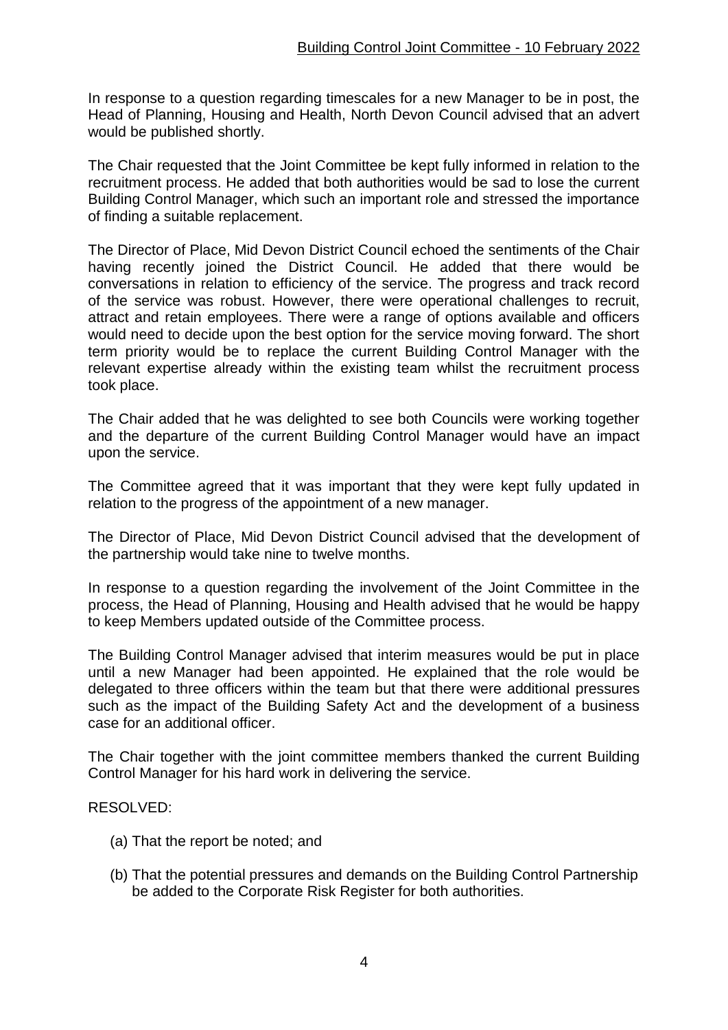In response to a question regarding timescales for a new Manager to be in post, the Head of Planning, Housing and Health, North Devon Council advised that an advert would be published shortly.

The Chair requested that the Joint Committee be kept fully informed in relation to the recruitment process. He added that both authorities would be sad to lose the current Building Control Manager, which such an important role and stressed the importance of finding a suitable replacement.

The Director of Place, Mid Devon District Council echoed the sentiments of the Chair having recently joined the District Council. He added that there would be conversations in relation to efficiency of the service. The progress and track record of the service was robust. However, there were operational challenges to recruit, attract and retain employees. There were a range of options available and officers would need to decide upon the best option for the service moving forward. The short term priority would be to replace the current Building Control Manager with the relevant expertise already within the existing team whilst the recruitment process took place.

The Chair added that he was delighted to see both Councils were working together and the departure of the current Building Control Manager would have an impact upon the service.

The Committee agreed that it was important that they were kept fully updated in relation to the progress of the appointment of a new manager.

The Director of Place, Mid Devon District Council advised that the development of the partnership would take nine to twelve months.

In response to a question regarding the involvement of the Joint Committee in the process, the Head of Planning, Housing and Health advised that he would be happy to keep Members updated outside of the Committee process.

The Building Control Manager advised that interim measures would be put in place until a new Manager had been appointed. He explained that the role would be delegated to three officers within the team but that there were additional pressures such as the impact of the Building Safety Act and the development of a business case for an additional officer.

The Chair together with the joint committee members thanked the current Building Control Manager for his hard work in delivering the service.

RESOLVED:

(a) That the report be noted; and

(b) That the potential pressures and demands on the Building Control Partnership be added to the Corporate Risk Register for both authorities.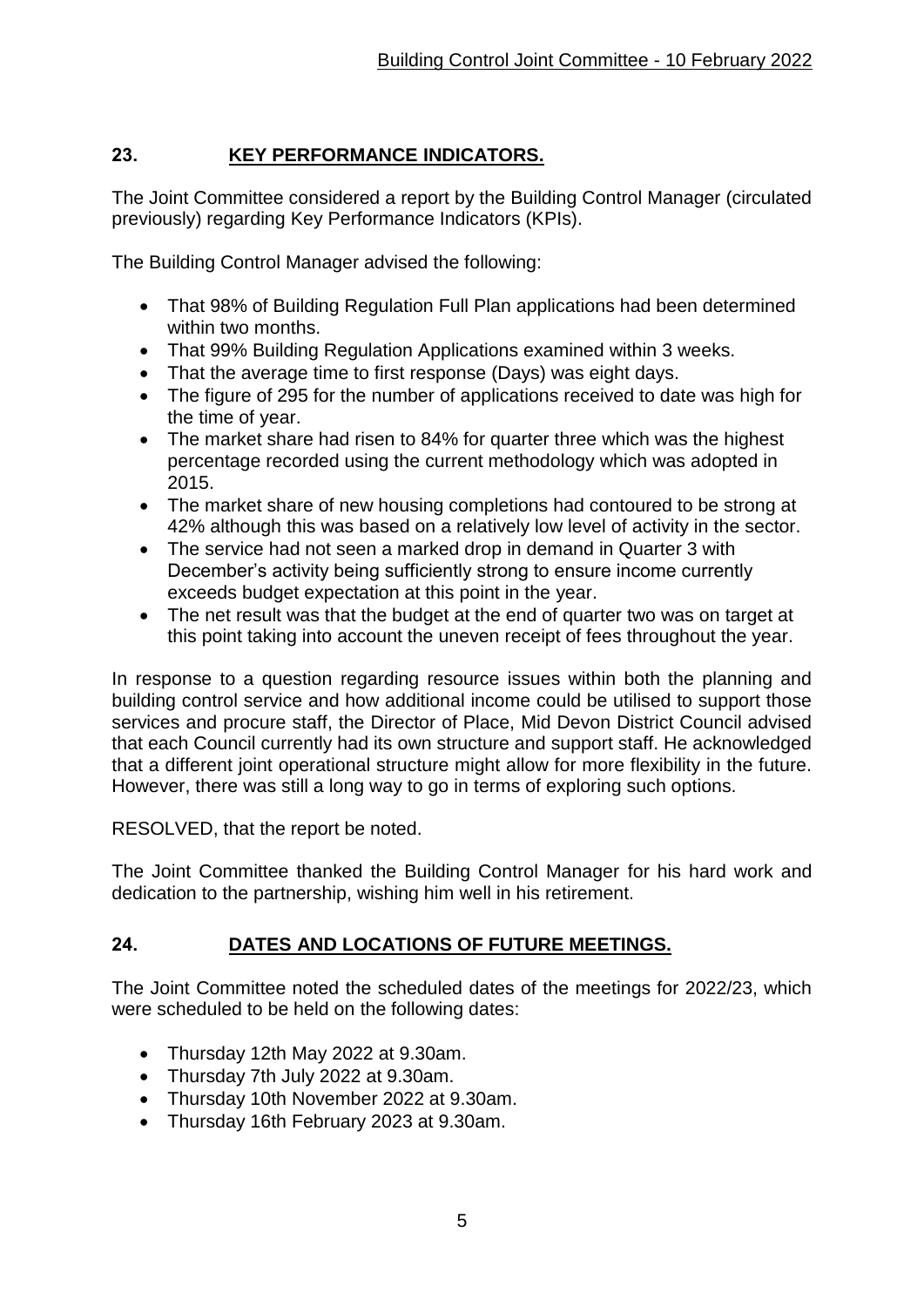## 23. KEY PERFORMANCE INDICATORS.

The Joint Committee considered a report by the Building Control Manager (circulated previously) regarding Key Performance Indicators (KPIs).

The Building Control Manager advised the following:

- That 98% of Building Regulation Full Plan applications had been determined within two months.
- That 99% Building Regulation Applications examined within 3 weeks.
- That the average time to first response (Days) was eight days.
- The figure of 295 for the number of applications received to date was high for the time of year.
- The market share had risen to 84% for quarter three which was the highest percentage recorded using the current methodology which was adopted in 2015.
- The market share of new housing completions had contoured to be strong at 42% although this was based on a relatively low level of activity in the sector.
- The service had not seen a marked drop in demand in Quarter 3 with December's activity being sufficiently strong to ensure income currently exceeds budget expectation at this point in the year.
- The net result was that the budget at the end of quarter two was on target at this point taking into account the uneven receipt of fees throughout the year.

In response to a question regarding resource issues within both the planning and building control service and how additional income could be utilised to support those services and procure staff, the Director of Place, Mid Devon District Council advised that each Council currently had its own structure and support staff. He acknowledged that a different joint operational structure might allow for more flexibility in the future. However, there was still a long way to go in terms of exploring such options.

RESOLVED, that the report be noted.

The Joint Committee thanked the Building Control Manager for his hard work and dedication to the partnership, wishing him well in his retirement.

## 24. DATES AND LOCATIONS OF FUTURE MEETINGS.

The Joint Committee noted the scheduled dates of the meetings for 2022/23, which were scheduled to be held on the following dates:

- Thursday 12th May 2022 at 9.30am.
- Thursday 7th July 2022 at 9.30am.
- Thursday 10th November 2022 at 9.30am.
- Thursday 16th February 2023 at 9.30am.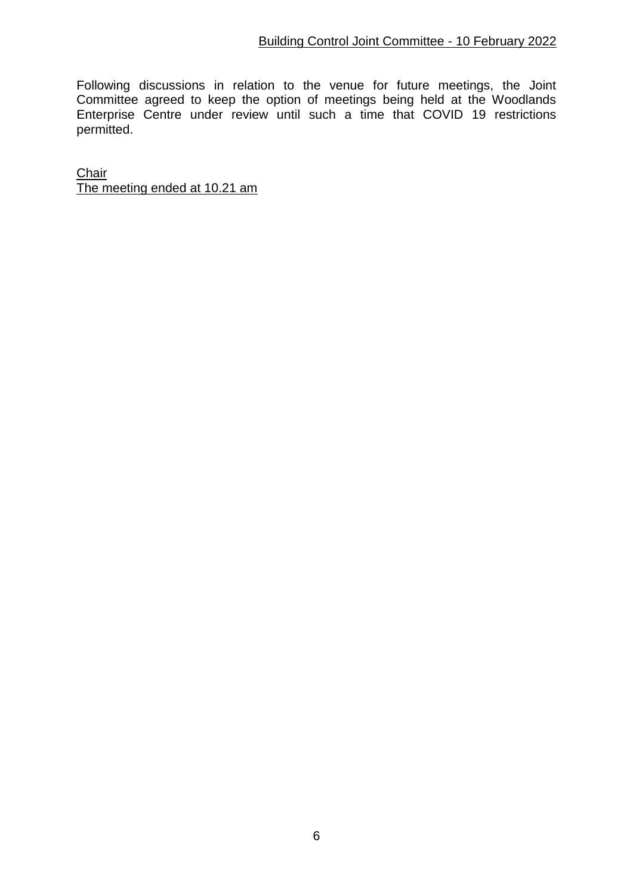Following discussions in relation to the venue for future meetings, the Joint Committee agreed to keep the option of meetings being held at the Woodlands Enterprise Centre under review until such a time that COVID 19 restrictions permitted.

Chair
The meeting ended at 10.21 am